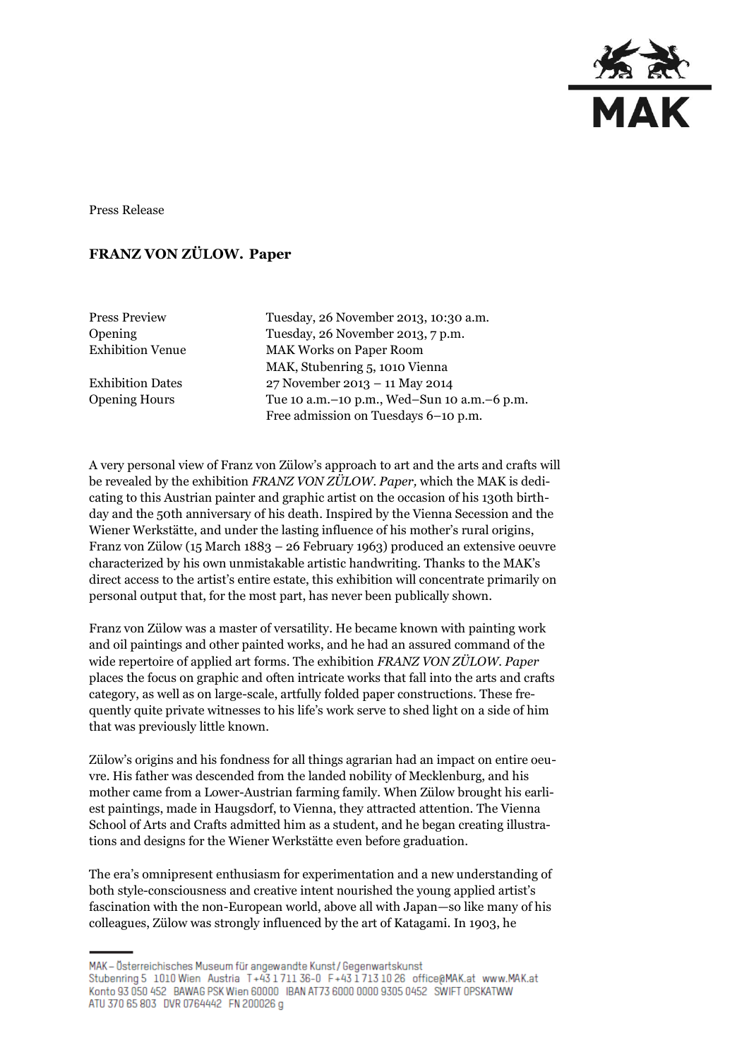Press Release

# FRANZ VON ZÜLOW. Paper

| | |
|---|---|
| Press Preview | Tuesday, 26 November 2013, 10:30 a.m. |
| Opening | Tuesday, 26 November 2013, 7 p.m. |
| Exhibition Venue | MAK Works on Paper Room<br>MAK, Stubenring 5, 1010 Vienna |
| Exhibition Dates | 27 November 2013 – 11 May 2014 |
| Opening Hours | Tue 10 a.m.–10 p.m., Wed–Sun 10 a.m.–6 p.m.<br>Free admission on Tuesdays 6–10 p.m. |

A very personal view of Franz von Zülow's approach to art and the arts and crafts will be revealed by the exhibition *FRANZ VON ZÜLOW. Paper,* which the MAK is dedicating to this Austrian painter and graphic artist on the occasion of his 130th birthday and the 50th anniversary of his death. Inspired by the Vienna Secession and the Wiener Werkstätte, and under the lasting influence of his mother's rural origins, Franz von Zülow (15 March 1883 – 26 February 1963) produced an extensive oeuvre characterized by his own unmistakable artistic handwriting. Thanks to the MAK's direct access to the artist's entire estate, this exhibition will concentrate primarily on personal output that, for the most part, has never been publically shown.

Franz von Zülow was a master of versatility. He became known with painting work and oil paintings and other painted works, and he had an assured command of the wide repertoire of applied art forms. The exhibition *FRANZ VON ZÜLOW. Paper* places the focus on graphic and often intricate works that fall into the arts and crafts category, as well as on large-scale, artfully folded paper constructions. These frequently quite private witnesses to his life's work serve to shed light on a side of him that was previously little known.

Zülow's origins and his fondness for all things agrarian had an impact on entire oeuvre. His father was descended from the landed nobility of Mecklenburg, and his mother came from a Lower-Austrian farming family. When Zülow brought his earliest paintings, made in Haugsdorf, to Vienna, they attracted attention. The Vienna School of Arts and Crafts admitted him as a student, and he began creating illustrations and designs for the Wiener Werkstätte even before graduation.

The era's omnipresent enthusiasm for experimentation and a new understanding of both style-consciousness and creative intent nourished the young applied artist's fascination with the non-European world, above all with Japan—so like many of his colleagues, Zülow was strongly influenced by the art of Katagami. In 1903, he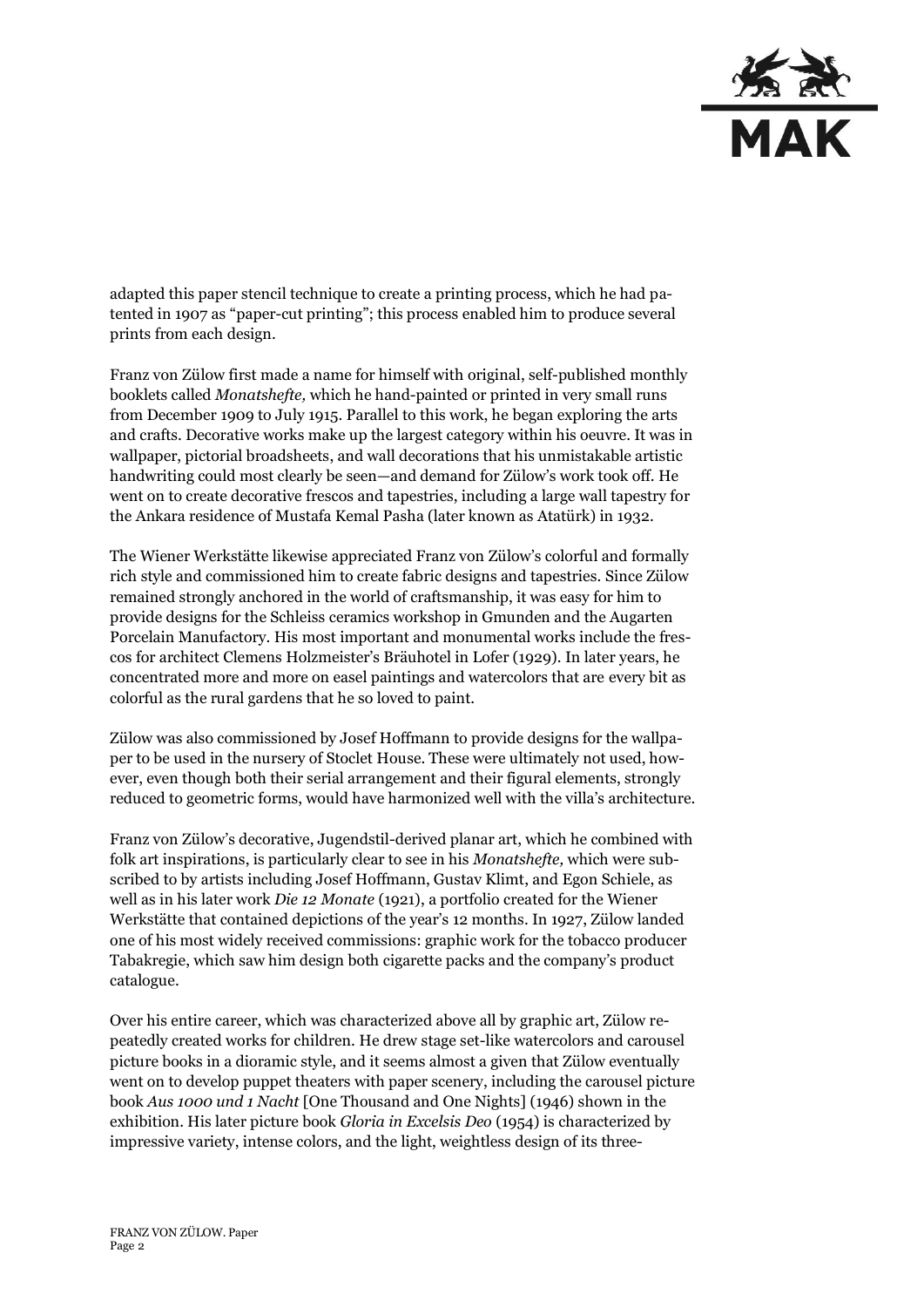adapted this paper stencil technique to create a printing process, which he had patented in 1907 as "paper-cut printing"; this process enabled him to produce several prints from each design.

Franz von Zülow first made a name for himself with original, self-published monthly booklets called *Monatshefte,* which he hand-painted or printed in very small runs from December 1909 to July 1915. Parallel to this work, he began exploring the arts and crafts. Decorative works make up the largest category within his oeuvre. It was in wallpaper, pictorial broadsheets, and wall decorations that his unmistakable artistic handwriting could most clearly be seen—and demand for Zülow's work took off. He went on to create decorative frescos and tapestries, including a large wall tapestry for the Ankara residence of Mustafa Kemal Pasha (later known as Atatürk) in 1932.

The Wiener Werkstätte likewise appreciated Franz von Zülow's colorful and formally rich style and commissioned him to create fabric designs and tapestries. Since Zülow remained strongly anchored in the world of craftsmanship, it was easy for him to provide designs for the Schleiss ceramics workshop in Gmunden and the Augarten Porcelain Manufactory. His most important and monumental works include the frescos for architect Clemens Holzmeister's Bräuhotel in Lofer (1929). In later years, he concentrated more and more on easel paintings and watercolors that are every bit as colorful as the rural gardens that he so loved to paint.

Zülow was also commissioned by Josef Hoffmann to provide designs for the wallpaper to be used in the nursery of Stoclet House. These were ultimately not used, however, even though both their serial arrangement and their figural elements, strongly reduced to geometric forms, would have harmonized well with the villa's architecture.

Franz von Zülow's decorative, Jugendstil-derived planar art, which he combined with folk art inspirations, is particularly clear to see in his *Monatshefte,* which were subscribed to by artists including Josef Hoffmann, Gustav Klimt, and Egon Schiele, as well as in his later work *Die 12 Monate* (1921), a portfolio created for the Wiener Werkstätte that contained depictions of the year's 12 months. In 1927, Zülow landed one of his most widely received commissions: graphic work for the tobacco producer Tabakregie, which saw him design both cigarette packs and the company's product catalogue.

Over his entire career, which was characterized above all by graphic art, Zülow repeatedly created works for children. He drew stage set-like watercolors and carousel picture books in a dioramic style, and it seems almost a given that Zülow eventually went on to develop puppet theaters with paper scenery, including the carousel picture book *Aus 1000 und 1 Nacht* [One Thousand and One Nights] (1946) shown in the exhibition. His later picture book *Gloria in Excelsis Deo* (1954) is characterized by impressive variety, intense colors, and the light, weightless design of its three-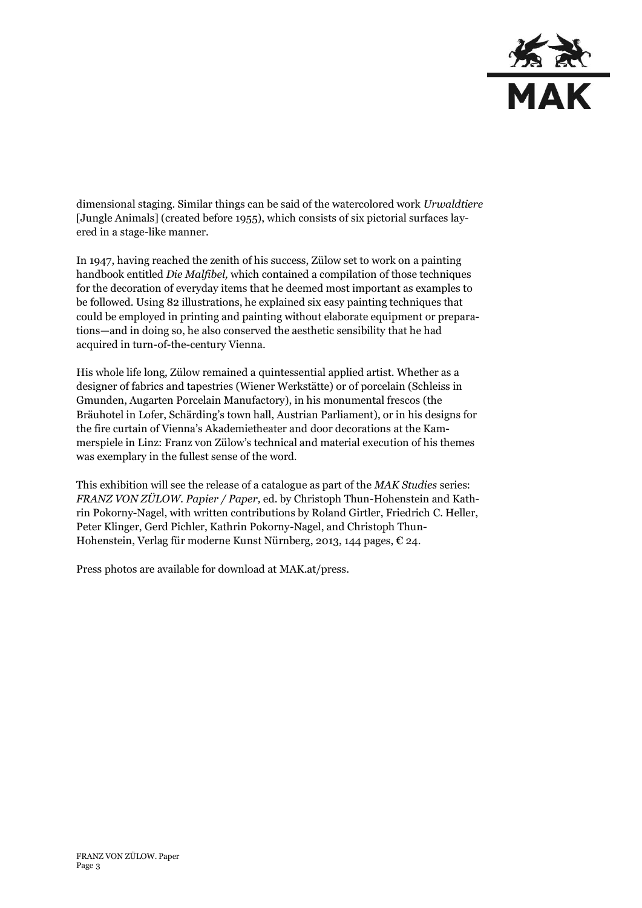dimensional staging. Similar things can be said of the watercolored work *Urwaldtiere* [Jungle Animals] (created before 1955), which consists of six pictorial surfaces layered in a stage-like manner.

In 1947, having reached the zenith of his success, Zülow set to work on a painting handbook entitled *Die Malfibel,* which contained a compilation of those techniques for the decoration of everyday items that he deemed most important as examples to be followed. Using 82 illustrations, he explained six easy painting techniques that could be employed in printing and painting without elaborate equipment or preparations—and in doing so, he also conserved the aesthetic sensibility that he had acquired in turn-of-the-century Vienna.

His whole life long, Zülow remained a quintessential applied artist. Whether as a designer of fabrics and tapestries (Wiener Werkstätte) or of porcelain (Schleiss in Gmunden, Augarten Porcelain Manufactory), in his monumental frescos (the Bräuhotel in Lofer, Schärding's town hall, Austrian Parliament), or in his designs for the fire curtain of Vienna's Akademietheater and door decorations at the Kammerspiele in Linz: Franz von Zülow's technical and material execution of his themes was exemplary in the fullest sense of the word.

This exhibition will see the release of a catalogue as part of the *MAK Studies* series: *FRANZ VON ZÜLOW. Papier / Paper,* ed. by Christoph Thun-Hohenstein and Kathrin Pokorny-Nagel, with written contributions by Roland Girtler, Friedrich C. Heller, Peter Klinger, Gerd Pichler, Kathrin Pokorny-Nagel, and Christoph Thun-Hohenstein, Verlag für moderne Kunst Nürnberg, 2013, 144 pages, € 24.

Press photos are available for download at MAK.at/press.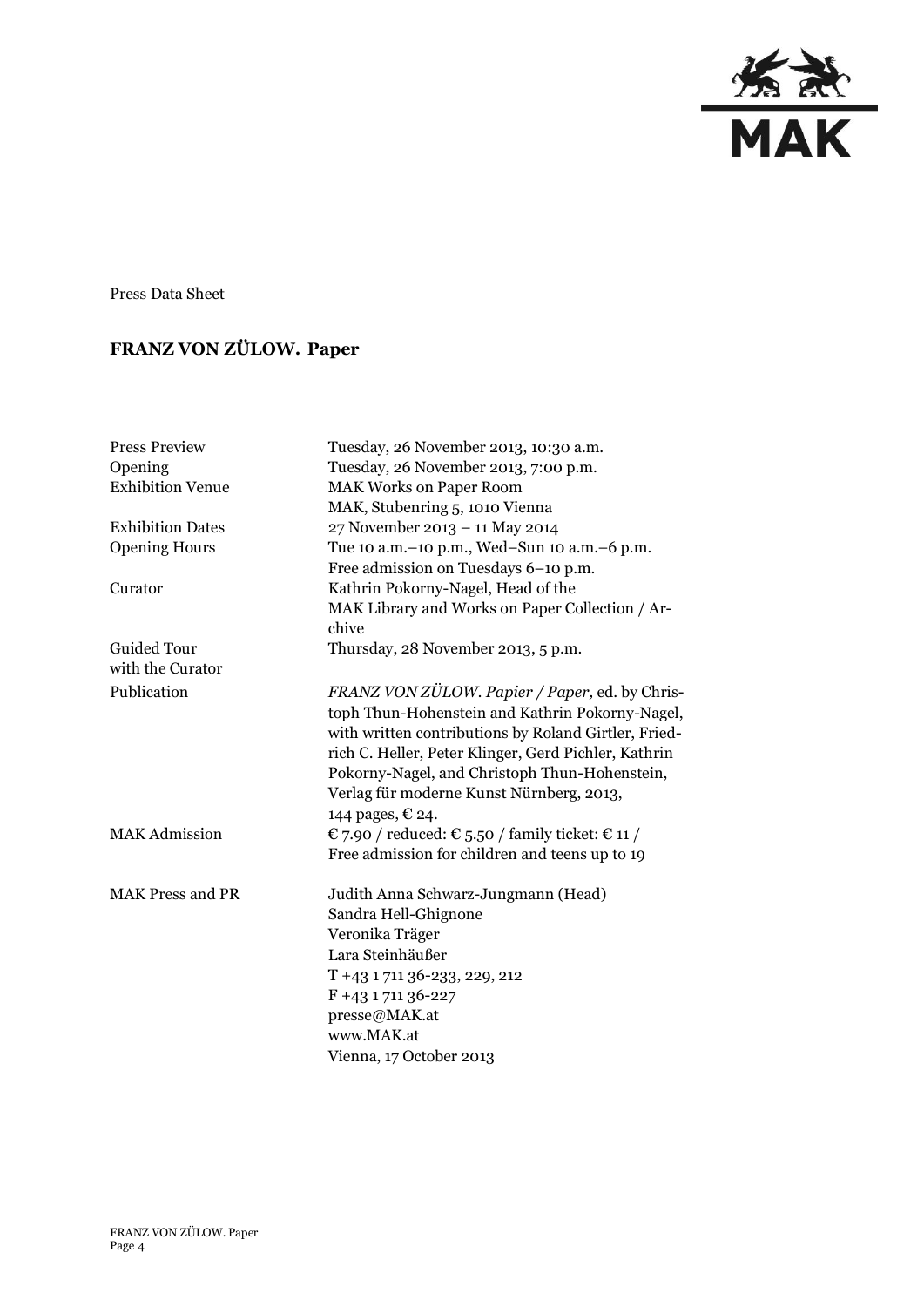Press Data Sheet

# FRANZ VON ZÜLOW. Paper

| | |
|---|---|
| Press Preview | Tuesday, 26 November 2013, 10:30 a.m. |
| Opening | Tuesday, 26 November 2013, 7:00 p.m. |
| Exhibition Venue | MAK Works on Paper Room<br>MAK, Stubenring 5, 1010 Vienna |
| Exhibition Dates | 27 November 2013 – 11 May 2014 |
| Opening Hours | Tue 10 a.m.–10 p.m., Wed–Sun 10 a.m.–6 p.m.<br>Free admission on Tuesdays 6–10 p.m. |
| Curator | Kathrin Pokorny-Nagel, Head of the MAK Library and Works on Paper Collection / Archive |
| Guided Tour with the Curator | Thursday, 28 November 2013, 5 p.m. |
| Publication | *FRANZ VON ZÜLOW. Papier / Paper,* ed. by Christoph Thun-Hohenstein and Kathrin Pokorny-Nagel, with written contributions by Roland Girtler, Friedrich C. Heller, Peter Klinger, Gerd Pichler, Kathrin Pokorny-Nagel, and Christoph Thun-Hohenstein, Verlag für moderne Kunst Nürnberg, 2013, 144 pages, € 24. |
| MAK Admission | € 7.90 / reduced: € 5.50 / family ticket: € 11 /<br>Free admission for children and teens up to 19 |
| MAK Press and PR | Judith Anna Schwarz-Jungmann (Head)<br>Sandra Hell-Ghignone<br>Veronika Träger<br>Lara Steinhäußer<br>T +43 1 711 36-233, 229, 212<br>F +43 1 711 36-227<br>presse@MAK.at<br>www.MAK.at<br>Vienna, 17 October 2013 |